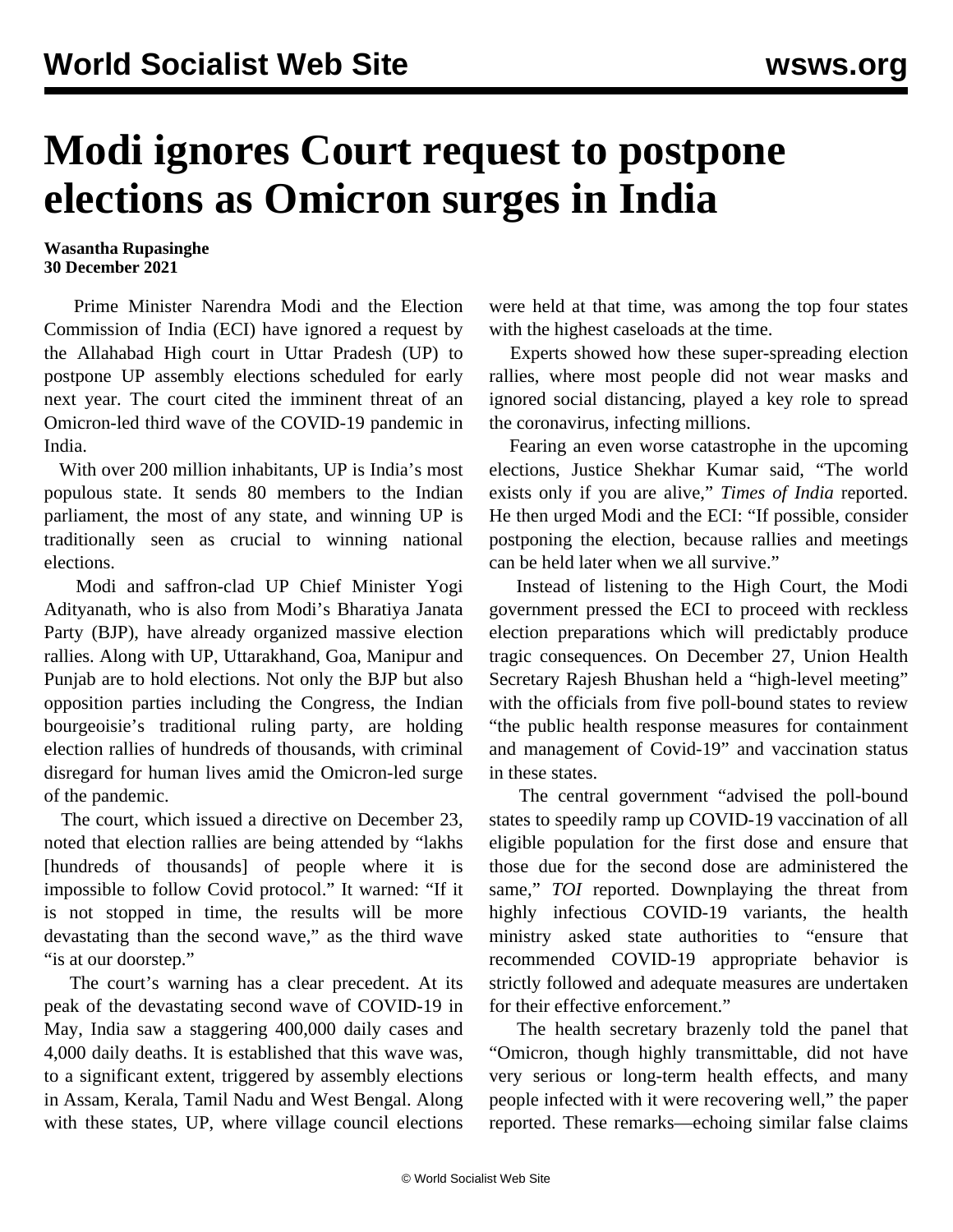# Modi ignores Court request to postpone elections as Omicron surges in India

**Wasantha Rupasinghe**
**30 December 2021**

Prime Minister Narendra Modi and the Election Commission of India (ECI) have ignored a request by the Allahabad High court in Uttar Pradesh (UP) to postpone UP assembly elections scheduled for early next year. The court cited the imminent threat of an Omicron-led third wave of the COVID-19 pandemic in India.

With over 200 million inhabitants, UP is India's most populous state. It sends 80 members to the Indian parliament, the most of any state, and winning UP is traditionally seen as crucial to winning national elections.

Modi and saffron-clad UP Chief Minister Yogi Adityanath, who is also from Modi's Bharatiya Janata Party (BJP), have already organized massive election rallies. Along with UP, Uttarakhand, Goa, Manipur and Punjab are to hold elections. Not only the BJP but also opposition parties including the Congress, the Indian bourgeoisie's traditional ruling party, are holding election rallies of hundreds of thousands, with criminal disregard for human lives amid the Omicron-led surge of the pandemic.

The court, which issued a directive on December 23, noted that election rallies are being attended by "lakhs [hundreds of thousands] of people where it is impossible to follow Covid protocol." It warned: "If it is not stopped in time, the results will be more devastating than the second wave," as the third wave "is at our doorstep."

The court's warning has a clear precedent. At its peak of the devastating second wave of COVID-19 in May, India saw a staggering 400,000 daily cases and 4,000 daily deaths. It is established that this wave was, to a significant extent, triggered by assembly elections in Assam, Kerala, Tamil Nadu and West Bengal. Along with these states, UP, where village council elections were held at that time, was among the top four states with the highest caseloads at the time.

Experts showed how these super-spreading election rallies, where most people did not wear masks and ignored social distancing, played a key role to spread the coronavirus, infecting millions.

Fearing an even worse catastrophe in the upcoming elections, Justice Shekhar Kumar said, "The world exists only if you are alive," *Times of India* reported. He then urged Modi and the ECI: "If possible, consider postponing the election, because rallies and meetings can be held later when we all survive."

Instead of listening to the High Court, the Modi government pressed the ECI to proceed with reckless election preparations which will predictably produce tragic consequences. On December 27, Union Health Secretary Rajesh Bhushan held a "high-level meeting" with the officials from five poll-bound states to review "the public health response measures for containment and management of Covid-19" and vaccination status in these states.

The central government "advised the poll-bound states to speedily ramp up COVID-19 vaccination of all eligible population for the first dose and ensure that those due for the second dose are administered the same," *TOI* reported. Downplaying the threat from highly infectious COVID-19 variants, the health ministry asked state authorities to "ensure that recommended COVID-19 appropriate behavior is strictly followed and adequate measures are undertaken for their effective enforcement."

The health secretary brazenly told the panel that "Omicron, though highly transmittable, did not have very serious or long-term health effects, and many people infected with it were recovering well," the paper reported. These remarks—echoing similar false claims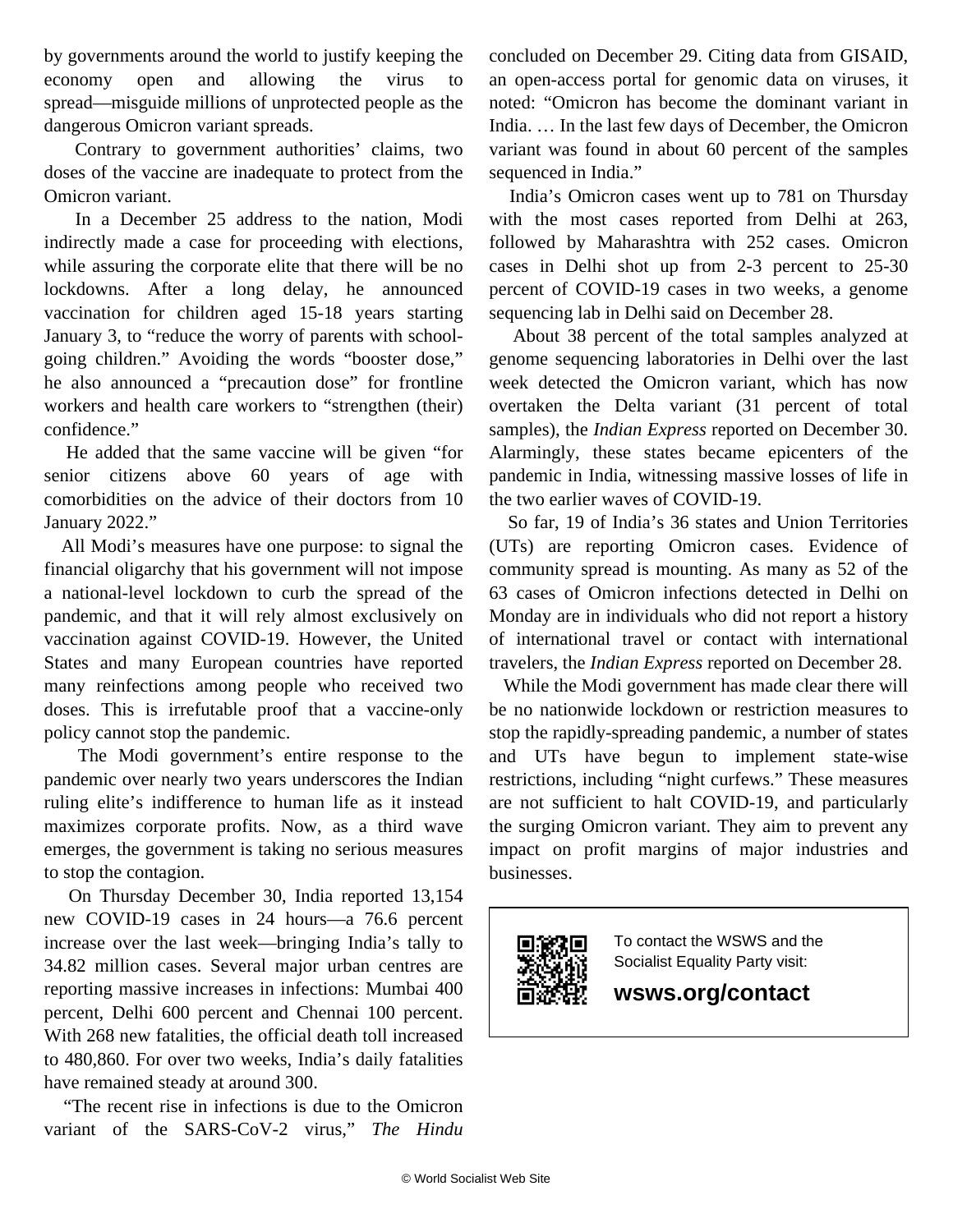by governments around the world to justify keeping the economy open and allowing the virus to spread—misguide millions of unprotected people as the dangerous Omicron variant spreads.

Contrary to government authorities' claims, two doses of the vaccine are inadequate to protect from the Omicron variant.

In a December 25 address to the nation, Modi indirectly made a case for proceeding with elections, while assuring the corporate elite that there will be no lockdowns. After a long delay, he announced vaccination for children aged 15-18 years starting January 3, to "reduce the worry of parents with school-going children." Avoiding the words "booster dose," he also announced a "precaution dose" for frontline workers and health care workers to "strengthen (their) confidence."

He added that the same vaccine will be given "for senior citizens above 60 years of age with comorbidities on the advice of their doctors from 10 January 2022."

All Modi's measures have one purpose: to signal the financial oligarchy that his government will not impose a national-level lockdown to curb the spread of the pandemic, and that it will rely almost exclusively on vaccination against COVID-19. However, the United States and many European countries have reported many reinfections among people who received two doses. This is irrefutable proof that a vaccine-only policy cannot stop the pandemic.

The Modi government's entire response to the pandemic over nearly two years underscores the Indian ruling elite's indifference to human life as it instead maximizes corporate profits. Now, as a third wave emerges, the government is taking no serious measures to stop the contagion.

On Thursday December 30, India reported 13,154 new COVID-19 cases in 24 hours—a 76.6 percent increase over the last week—bringing India's tally to 34.82 million cases. Several major urban centres are reporting massive increases in infections: Mumbai 400 percent, Delhi 600 percent and Chennai 100 percent. With 268 new fatalities, the official death toll increased to 480,860. For over two weeks, India's daily fatalities have remained steady at around 300.

"The recent rise in infections is due to the Omicron variant of the SARS-CoV-2 virus," *The Hindu* concluded on December 29. Citing data from GISAID, an open-access portal for genomic data on viruses, it noted: "Omicron has become the dominant variant in India. … In the last few days of December, the Omicron variant was found in about 60 percent of the samples sequenced in India."

India's Omicron cases went up to 781 on Thursday with the most cases reported from Delhi at 263, followed by Maharashtra with 252 cases. Omicron cases in Delhi shot up from 2-3 percent to 25-30 percent of COVID-19 cases in two weeks, a genome sequencing lab in Delhi said on December 28.

About 38 percent of the total samples analyzed at genome sequencing laboratories in Delhi over the last week detected the Omicron variant, which has now overtaken the Delta variant (31 percent of total samples), the *Indian Express* reported on December 30. Alarmingly, these states became epicenters of the pandemic in India, witnessing massive losses of life in the two earlier waves of COVID-19.

So far, 19 of India's 36 states and Union Territories (UTs) are reporting Omicron cases. Evidence of community spread is mounting. As many as 52 of the 63 cases of Omicron infections detected in Delhi on Monday are in individuals who did not report a history of international travel or contact with international travelers, the *Indian Express* reported on December 28.

While the Modi government has made clear there will be no nationwide lockdown or restriction measures to stop the rapidly-spreading pandemic, a number of states and UTs have begun to implement state-wise restrictions, including "night curfews." These measures are not sufficient to halt COVID-19, and particularly the surging Omicron variant. They aim to prevent any impact on profit margins of major industries and businesses.

To contact the WSWS and the Socialist Equality Party visit:

**wsws.org/contact**